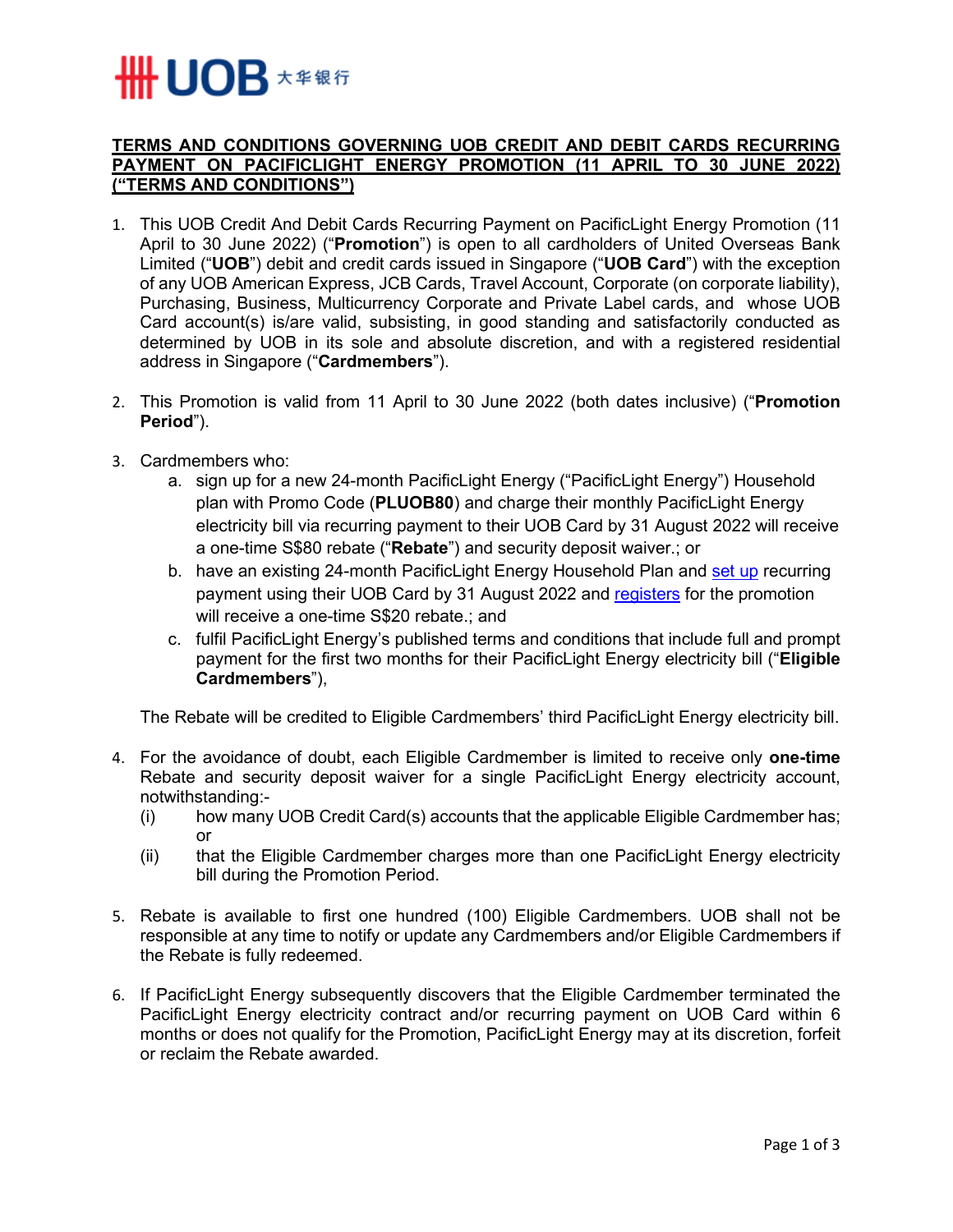**UOB 大华银行**

# TERMS AND CONDITIONS GOVERNING UOB CREDIT AND DEBIT CARDS RECURRING PAYMENT ON PACIFICLIGHT ENERGY PROMOTION (11 APRIL TO 30 JUNE 2022) ("TERMS AND CONDITIONS")

1. This UOB Credit And Debit Cards Recurring Payment on PacificLight Energy Promotion (11 April to 30 June 2022) ("**Promotion**") is open to all cardholders of United Overseas Bank Limited ("**UOB**") debit and credit cards issued in Singapore ("**UOB Card**") with the exception of any UOB American Express, JCB Cards, Travel Account, Corporate (on corporate liability), Purchasing, Business, Multicurrency Corporate and Private Label cards, and whose UOB Card account(s) is/are valid, subsisting, in good standing and satisfactorily conducted as determined by UOB in its sole and absolute discretion, and with a registered residential address in Singapore ("**Cardmembers**").

2. This Promotion is valid from 11 April to 30 June 2022 (both dates inclusive) ("**Promotion Period**").

3. Cardmembers who:
   a. sign up for a new 24-month PacificLight Energy ("PacificLight Energy") Household plan with Promo Code (**PLUOB80**) and charge their monthly PacificLight Energy electricity bill via recurring payment to their UOB Card by 31 August 2022 will receive a one-time S$80 rebate ("**Rebate**") and security deposit waiver.; or
   b. have an existing 24-month PacificLight Energy Household Plan and set up recurring payment using their UOB Card by 31 August 2022 and registers for the promotion will receive a one-time S$20 rebate.; and
   c. fulfil PacificLight Energy's published terms and conditions that include full and prompt payment for the first two months for their PacificLight Energy electricity bill ("**Eligible Cardmembers**"),

   The Rebate will be credited to Eligible Cardmembers' third PacificLight Energy electricity bill.

4. For the avoidance of doubt, each Eligible Cardmember is limited to receive only **one-time** Rebate and security deposit waiver for a single PacificLight Energy electricity account, notwithstanding:-
   (i) how many UOB Credit Card(s) accounts that the applicable Eligible Cardmember has; or
   (ii) that the Eligible Cardmember charges more than one PacificLight Energy electricity bill during the Promotion Period.

5. Rebate is available to first one hundred (100) Eligible Cardmembers. UOB shall not be responsible at any time to notify or update any Cardmembers and/or Eligible Cardmembers if the Rebate is fully redeemed.

6. If PacificLight Energy subsequently discovers that the Eligible Cardmember terminated the PacificLight Energy electricity contract and/or recurring payment on UOB Card within 6 months or does not qualify for the Promotion, PacificLight Energy may at its discretion, forfeit or reclaim the Rebate awarded.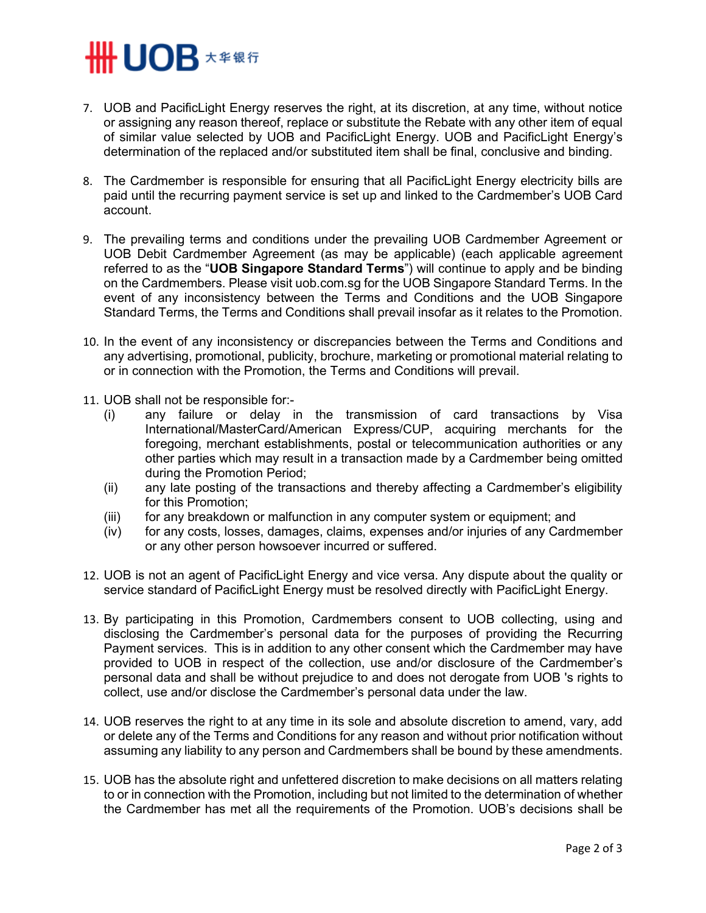7. UOB and PacificLight Energy reserves the right, at its discretion, at any time, without notice or assigning any reason thereof, replace or substitute the Rebate with any other item of equal of similar value selected by UOB and PacificLight Energy. UOB and PacificLight Energy's determination of the replaced and/or substituted item shall be final, conclusive and binding.

8. The Cardmember is responsible for ensuring that all PacificLight Energy electricity bills are paid until the recurring payment service is set up and linked to the Cardmember's UOB Card account.

9. The prevailing terms and conditions under the prevailing UOB Cardmember Agreement or UOB Debit Cardmember Agreement (as may be applicable) (each applicable agreement referred to as the "**UOB Singapore Standard Terms**") will continue to apply and be binding on the Cardmembers. Please visit uob.com.sg for the UOB Singapore Standard Terms. In the event of any inconsistency between the Terms and Conditions and the UOB Singapore Standard Terms, the Terms and Conditions shall prevail insofar as it relates to the Promotion.

10. In the event of any inconsistency or discrepancies between the Terms and Conditions and any advertising, promotional, publicity, brochure, marketing or promotional material relating to or in connection with the Promotion, the Terms and Conditions will prevail.

11. UOB shall not be responsible for:-
    (i) any failure or delay in the transmission of card transactions by Visa International/MasterCard/American Express/CUP, acquiring merchants for the foregoing, merchant establishments, postal or telecommunication authorities or any other parties which may result in a transaction made by a Cardmember being omitted during the Promotion Period;
    (ii) any late posting of the transactions and thereby affecting a Cardmember's eligibility for this Promotion;
    (iii) for any breakdown or malfunction in any computer system or equipment; and
    (iv) for any costs, losses, damages, claims, expenses and/or injuries of any Cardmember or any other person howsoever incurred or suffered.

12. UOB is not an agent of PacificLight Energy and vice versa. Any dispute about the quality or service standard of PacificLight Energy must be resolved directly with PacificLight Energy.

13. By participating in this Promotion, Cardmembers consent to UOB collecting, using and disclosing the Cardmember's personal data for the purposes of providing the Recurring Payment services. This is in addition to any other consent which the Cardmember may have provided to UOB in respect of the collection, use and/or disclosure of the Cardmember's personal data and shall be without prejudice to and does not derogate from UOB 's rights to collect, use and/or disclose the Cardmember's personal data under the law.

14. UOB reserves the right to at any time in its sole and absolute discretion to amend, vary, add or delete any of the Terms and Conditions for any reason and without prior notification without assuming any liability to any person and Cardmembers shall be bound by these amendments.

15. UOB has the absolute right and unfettered discretion to make decisions on all matters relating to or in connection with the Promotion, including but not limited to the determination of whether the Cardmember has met all the requirements of the Promotion. UOB's decisions shall be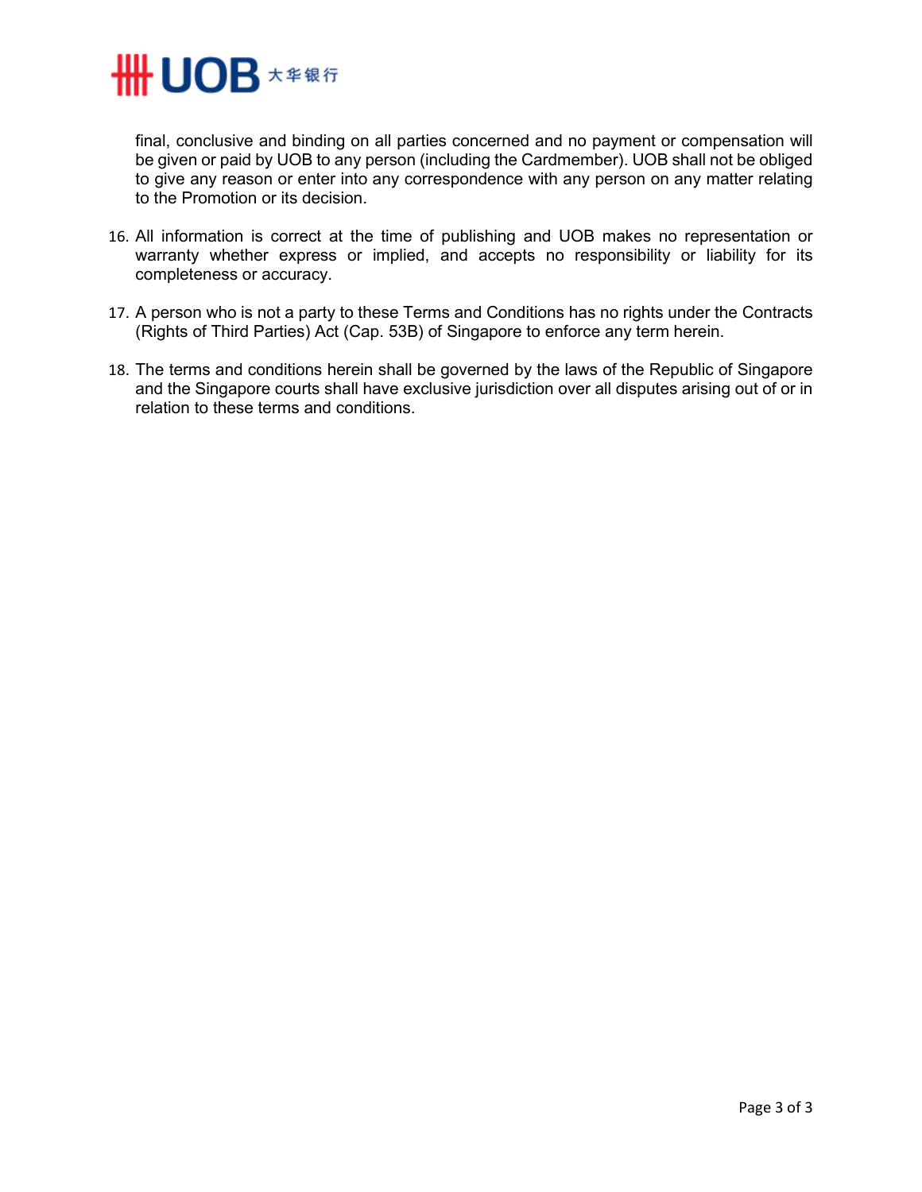final, conclusive and binding on all parties concerned and no payment or compensation will be given or paid by UOB to any person (including the Cardmember). UOB shall not be obliged to give any reason or enter into any correspondence with any person on any matter relating to the Promotion or its decision.

16. All information is correct at the time of publishing and UOB makes no representation or warranty whether express or implied, and accepts no responsibility or liability for its completeness or accuracy.

17. A person who is not a party to these Terms and Conditions has no rights under the Contracts (Rights of Third Parties) Act (Cap. 53B) of Singapore to enforce any term herein.

18. The terms and conditions herein shall be governed by the laws of the Republic of Singapore and the Singapore courts shall have exclusive jurisdiction over all disputes arising out of or in relation to these terms and conditions.